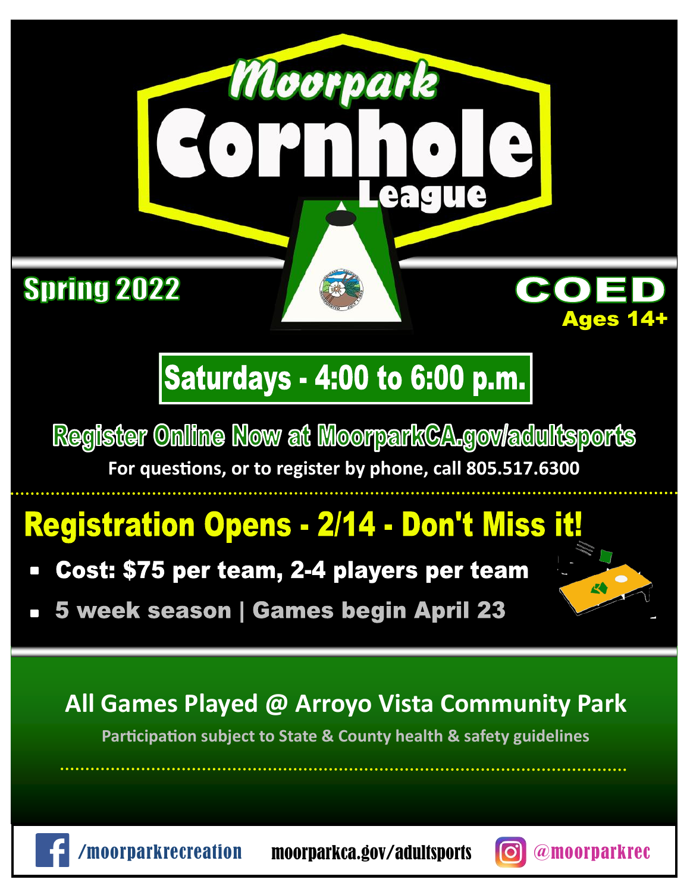# Moorpark Cornhole League

**Spring 2022**

**COED**
**Ages 14+**

## Saturdays - 4:00 to 6:00 p.m.

**Register Online Now at MoorparkCA.gov/adultsports**

**For questions, or to register by phone, call 805.517.6300**

## Registration Opens - 2/14 - Don't Miss it!

- **Cost: $75 per team, 2-4 players per team**
- **5 week season | Games begin April 23**

### All Games Played @ Arroyo Vista Community Park

Participation subject to State & County health & safety guidelines

/moorparkrecreation moorparkca.gov/adultsports @moorparkrec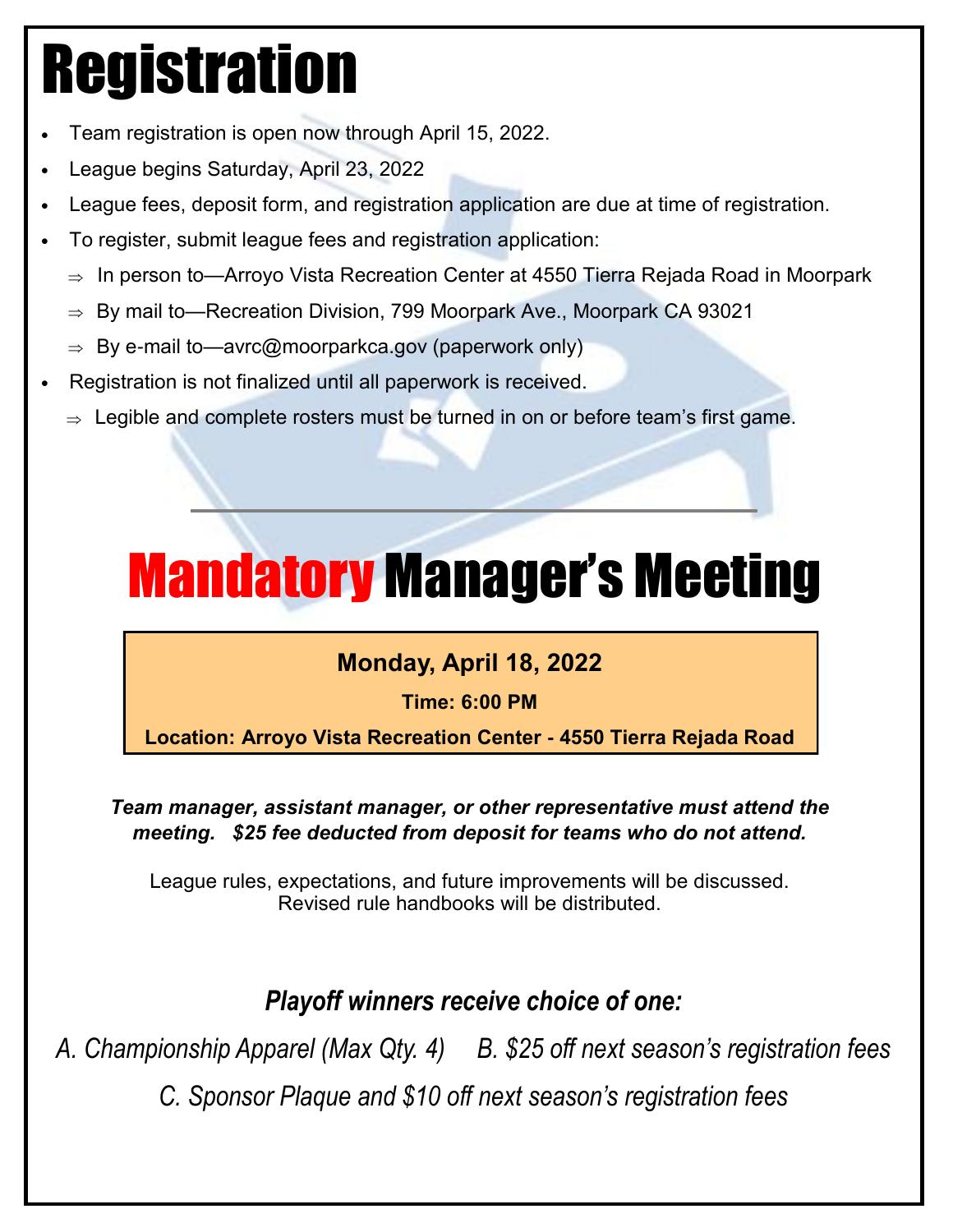# Registration

- Team registration is open now through April 15, 2022.
- League begins Saturday, April 23, 2022
- League fees, deposit form, and registration application are due at time of registration.
- To register, submit league fees and registration application:
  - ⇒ In person to—Arroyo Vista Recreation Center at 4550 Tierra Rejada Road in Moorpark
  - ⇒ By mail to—Recreation Division, 799 Moorpark Ave., Moorpark CA 93021
  - ⇒ By e-mail to—avrc@moorparkca.gov (paperwork only)
- Registration is not finalized until all paperwork is received.
  - ⇒ Legible and complete rosters must be turned in on or before team's first game.

---

# Mandatory Manager's Meeting

**Monday, April 18, 2022**

**Time: 6:00 PM**

**Location: Arroyo Vista Recreation Center - 4550 Tierra Rejada Road**

***Team manager, assistant manager, or other representative must attend the meeting. $25 fee deducted from deposit for teams who do not attend.***

League rules, expectations, and future improvements will be discussed.
Revised rule handbooks will be distributed.

***Playoff winners receive choice of one:***

*A. Championship Apparel (Max Qty. 4)* *B. $25 off next season's registration fees*

*C. Sponsor Plaque and $10 off next season's registration fees*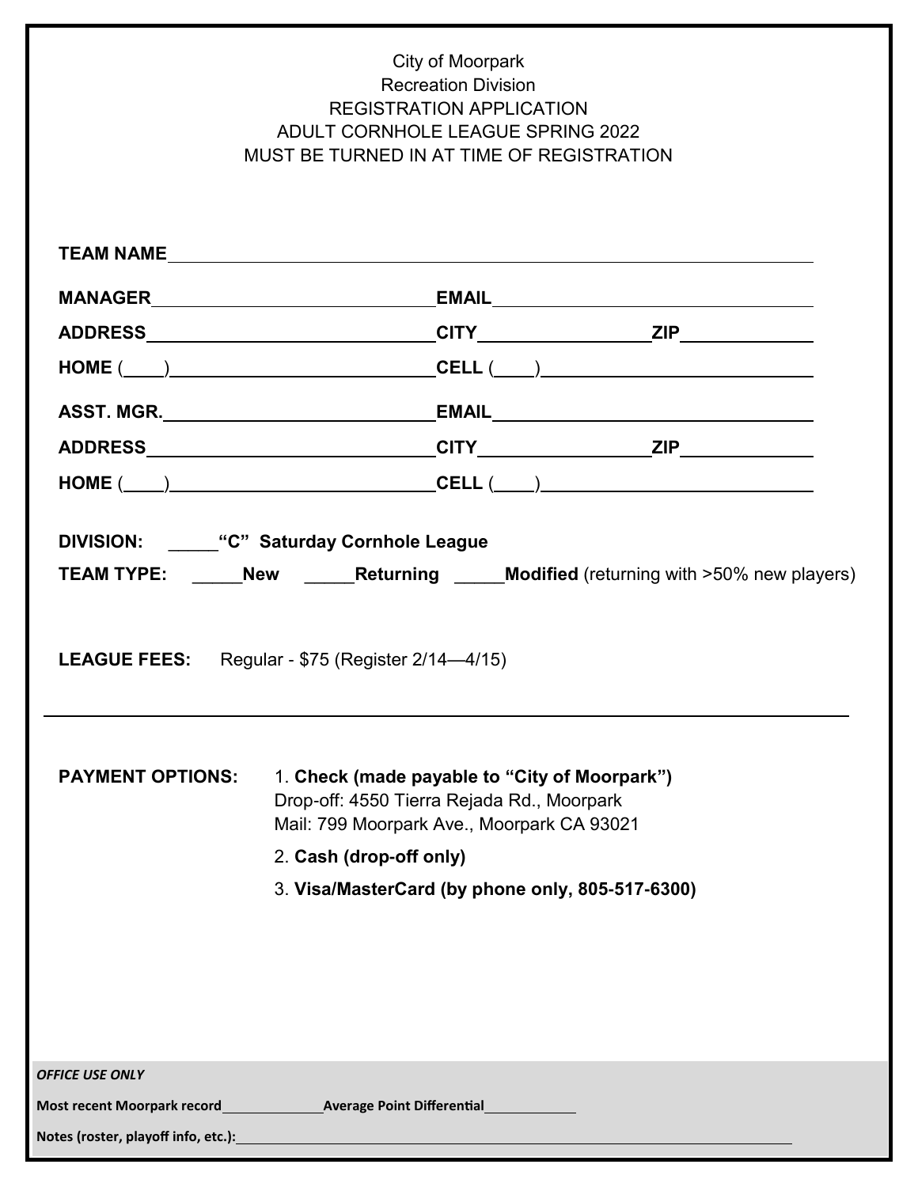City of Moorpark
Recreation Division
REGISTRATION APPLICATION
ADULT CORNHOLE LEAGUE SPRING 2022
MUST BE TURNED IN AT TIME OF REGISTRATION

**TEAM NAME**_______________________________________________

**MANAGER**___________________________ **EMAIL**___________________________

**ADDRESS**___________________________ **CITY**_______________ **ZIP**___________

**HOME** (____)________________________ **CELL** (____)________________________

**ASST. MGR.**_________________________ **EMAIL**___________________________

**ADDRESS**___________________________ **CITY**_______________ **ZIP**___________

**HOME** (____)________________________ **CELL** (____)________________________

**DIVISION:** _____**"C" Saturday Cornhole League**

**TEAM TYPE:** _____**New** _____**Returning** _____**Modified** (returning with >50% new players)

**LEAGUE FEES:** Regular - $75 (Register 2/14—4/15)

---

**PAYMENT OPTIONS:**

1. **Check (made payable to "City of Moorpark")**
   Drop-off: 4550 Tierra Rejada Rd., Moorpark
   Mail: 799 Moorpark Ave., Moorpark CA 93021
2. **Cash (drop-off only)**
3. **Visa/MasterCard (by phone only, 805-517-6300)**

***OFFICE USE ONLY***

**Most recent Moorpark record**____________ **Average Point Differential**____________

**Notes (roster, playoff info, etc.):**_____________________________________________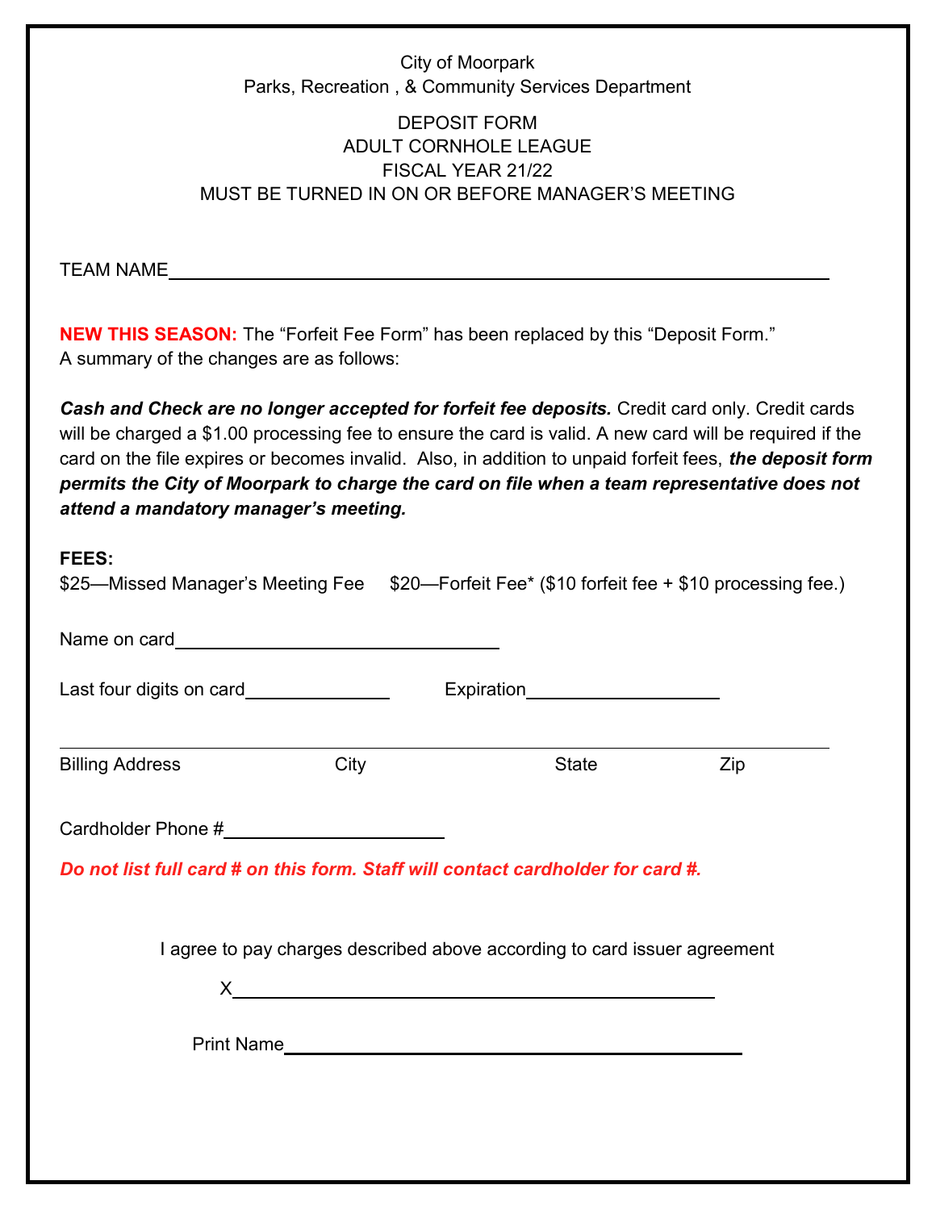City of Moorpark
Parks, Recreation , & Community Services Department

DEPOSIT FORM
ADULT CORNHOLE LEAGUE
FISCAL YEAR 21/22
MUST BE TURNED IN ON OR BEFORE MANAGER'S MEETING

TEAM NAME______________________________________________________________

**NEW THIS SEASON:** The "Forfeit Fee Form" has been replaced by this "Deposit Form."
A summary of the changes are as follows:

***Cash and Check are no longer accepted for forfeit fee deposits.*** Credit card only. Credit cards will be charged a $1.00 processing fee to ensure the card is valid. A new card will be required if the card on the file expires or becomes invalid. Also, in addition to unpaid forfeit fees, ***the deposit form permits the City of Moorpark to charge the card on file when a team representative does not attend a mandatory manager's meeting.***

**FEES:**
$25—Missed Manager's Meeting Fee $20—Forfeit Fee* ($10 forfeit fee + $10 processing fee.)

Name on card______________________________

Last four digits on card____________ Expiration_______________

______________________________________________________________
Billing Address City State Zip

Cardholder Phone #________________

***Do not list full card # on this form. Staff will contact cardholder for card #.***

I agree to pay charges described above according to card issuer agreement

X_____________________________________________

Print Name_____________________________________________